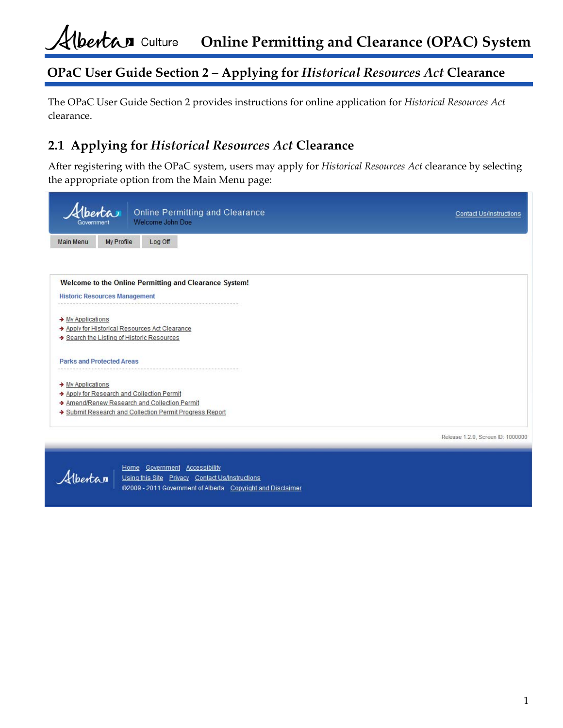# Online Permitting and Clearance (OPAC) System

## OPaC User Guide Section 2 – Applying for *Historical Resources Act* Clearance

The OPaC User Guide Section 2 provides instructions for online application for *Historical Resources Act* clearance.

## 2.1 Applying for *Historical Resources Act* Clearance

After registering with the OPaC system, users may apply for *Historical Resources Act* clearance by selecting the appropriate option from the Main Menu page:

Online Permitting and Clearance
Welcome John Doe

Contact Us/Instructions

Main Menu | My Profile | Log Off

**Welcome to the Online Permitting and Clearance System!**

Historic Resources Management

- My Applications
- Apply for Historical Resources Act Clearance
- Search the Listing of Historic Resources

Parks and Protected Areas

- My Applications
- Apply for Research and Collection Permit
- Amend/Renew Research and Collection Permit
- Submit Research and Collection Permit Progress Report

Release 1.2.0, Screen ID: 1000000

Home Government Accessibility
Using this Site Privacy Contact Us/Instructions
©2009 - 2011 Government of Alberta Copyright and Disclaimer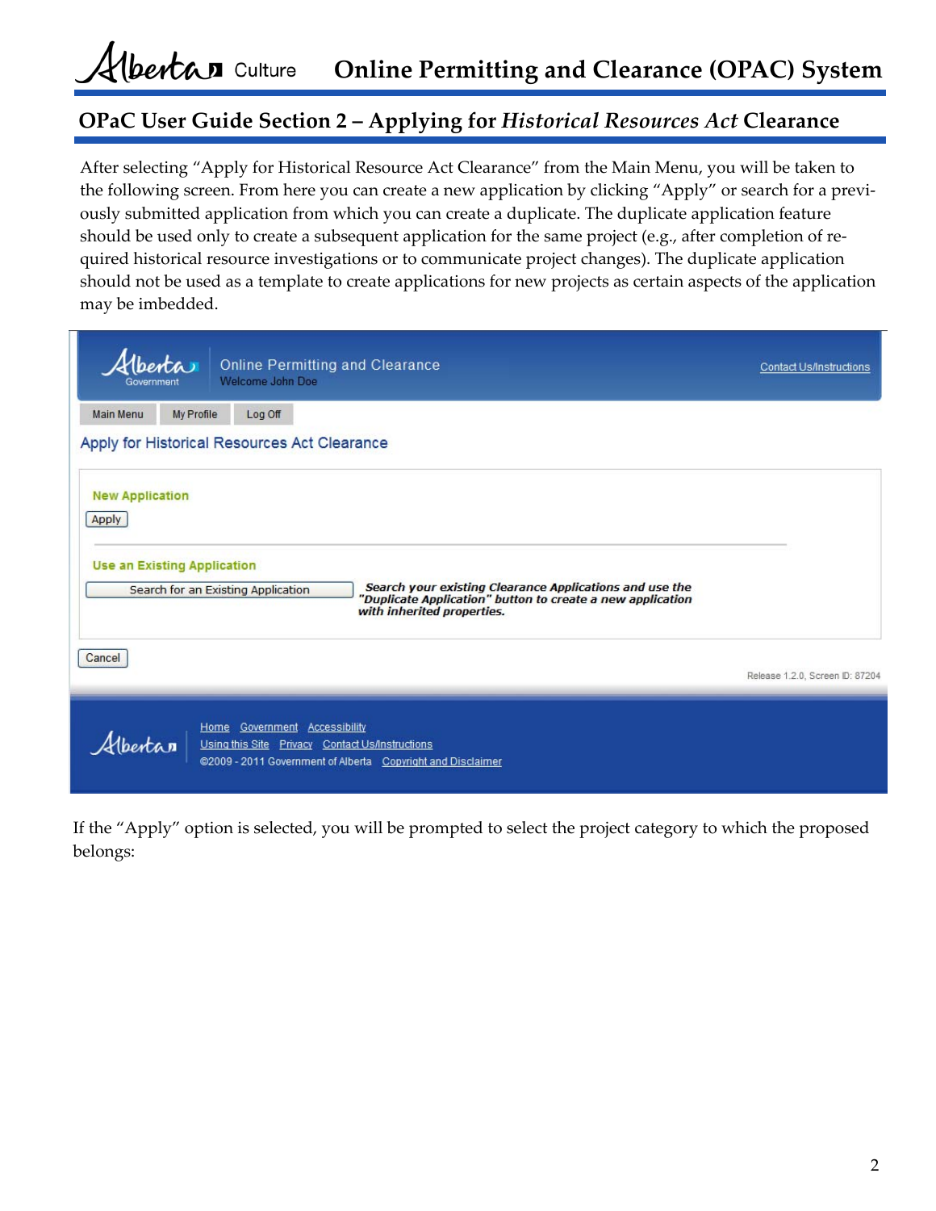## OPaC User Guide Section 2 – Applying for *Historical Resources Act* Clearance

After selecting "Apply for Historical Resource Act Clearance" from the Main Menu, you will be taken to the following screen. From here you can create a new application by clicking "Apply" or search for a previously submitted application from which you can create a duplicate. The duplicate application feature should be used only to create a subsequent application for the same project (e.g., after completion of required historical resource investigations or to communicate project changes). The duplicate application should not be used as a template to create applications for new projects as certain aspects of the application may be imbedded.

Online Permitting and Clearance
Welcome John Doe

Contact Us/Instructions

Main Menu | My Profile | Log Off

Apply for Historical Resources Act Clearance

**New Application**

Apply

**Use an Existing Application**

Search for an Existing Application

***Search your existing Clearance Applications and use the "Duplicate Application" button to create a new application with inherited properties.***

Cancel

Release 1.2.0, Screen ID: 87204

Home Government Accessibility
Using this Site Privacy Contact Us/Instructions
©2009 - 2011 Government of Alberta Copyright and Disclaimer

If the "Apply" option is selected, you will be prompted to select the project category to which the proposed belongs: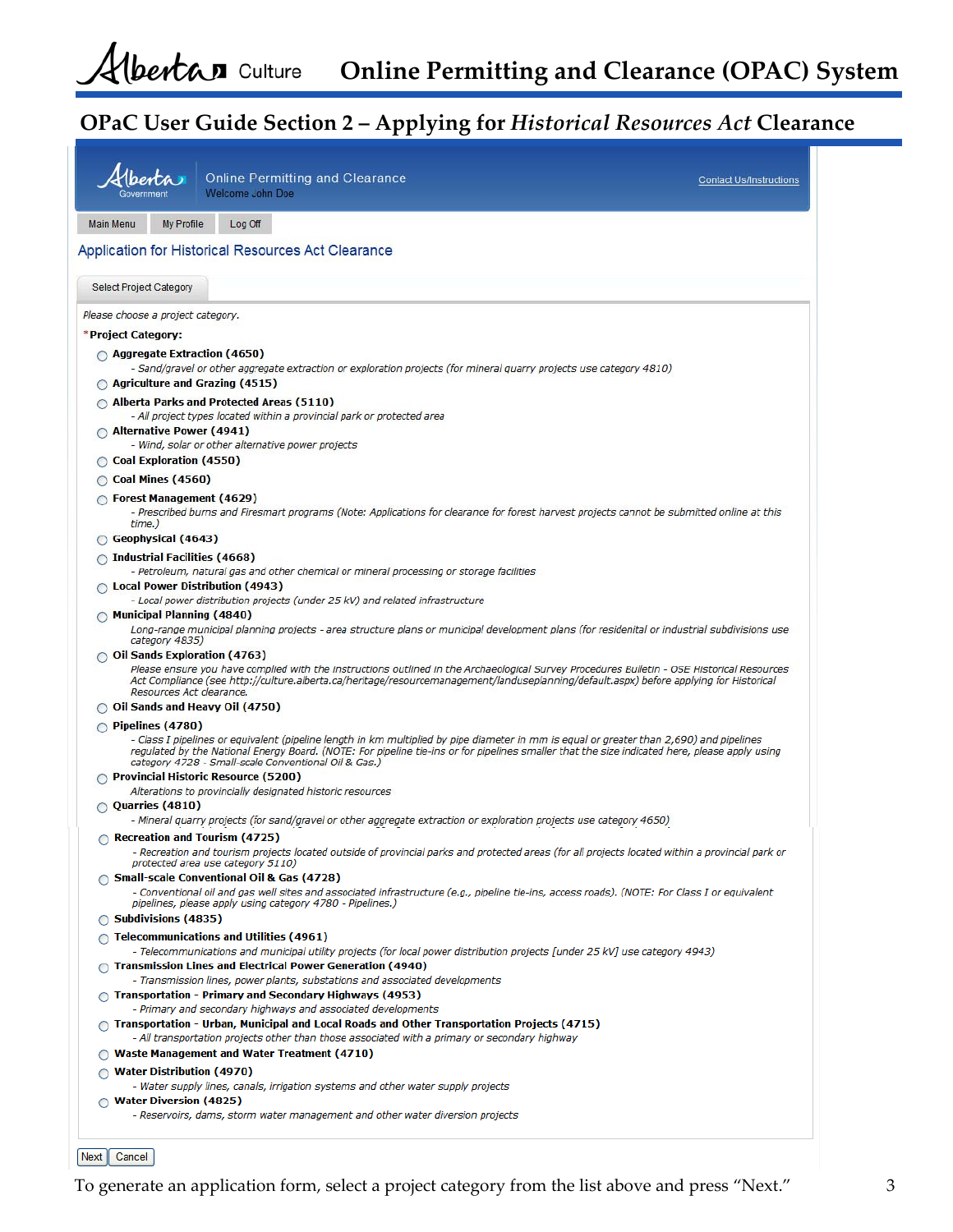# OPaC User Guide Section 2 – Applying for *Historical Resources Act* Clearance

Online Permitting and Clearance
Welcome John Doe

Contact Us/Instructions

Main Menu | My Profile | Log Off

## Application for Historical Resources Act Clearance

Select Project Category

*Please choose a project category.*

*Project Category:

- **Aggregate Extraction (4650)**
  - *Sand/gravel or other aggregate extraction or exploration projects (for mineral quarry projects use category 4810)*
- **Agriculture and Grazing (4515)**
- **Alberta Parks and Protected Areas (5110)**
  - *All project types located within a provincial park or protected area*
- **Alternative Power (4941)**
  - *Wind, solar or other alternative power projects*
- **Coal Exploration (4550)**
- **Coal Mines (4560)**
- **Forest Management (4629)**
  - *Prescribed burns and Firesmart programs (Note: Applications for clearance for forest harvest projects cannot be submitted online at this time.)*
- **Geophysical (4643)**
- **Industrial Facilities (4668)**
  - *Petroleum, natural gas and other chemical or mineral processing or storage facilities*
- **Local Power Distribution (4943)**
  - *Local power distribution projects (under 25 kV) and related infrastructure*
- **Municipal Planning (4840)**
  - *Long-range municipal planning projects - area structure plans or municipal development plans (for residenital or industrial subdivisions use category 4835)*
- **Oil Sands Exploration (4763)**
  - *Please ensure you have complied with the instructions outlined in the Archaeological Survey Procedures Bulletin - OSE Historical Resources Act Compliance (see http://culture.alberta.ca/heritage/resourcemanagement/landuseplanning/default.aspx) before applying for Historical Resources Act clearance.*
- **Oil Sands and Heavy Oil (4750)**
- **Pipelines (4780)**
  - *Class I pipelines or equivalent (pipeline length in km multiplied by pipe diameter in mm is equal or greater than 2,690) and pipelines regulated by the National Energy Board. (NOTE: For pipeline tie-ins or for pipelines smaller that the size indicated here, please apply using category 4728 - Small-scale Conventional Oil & Gas.)*
- **Provincial Historic Resource (5200)**
  - *Alterations to provincially designated historic resources*
- **Quarries (4810)**
  - *Mineral quarry projects (for sand/gravel or other aggregate extraction or exploration projects use category 4650)*
- **Recreation and Tourism (4725)**
  - *Recreation and tourism projects located outside of provincial parks and protected areas (for all projects located within a provincial park or protected area use category 5110)*
- **Small-scale Conventional Oil & Gas (4728)**
  - *Conventional oil and gas well sites and associated infrastructure (e.g., pipeline tie-ins, access roads). (NOTE: For Class I or equivalent pipelines, please apply using category 4780 - Pipelines.)*
- **Subdivisions (4835)**
- **Telecommunications and Utilities (4961)**
  - *Telecommunications and municipal utility projects (for local power distribution projects [under 25 kV] use category 4943)*
- **Transmission Lines and Electrical Power Generation (4940)**
  - *Transmission lines, power plants, substations and associated developments*
- **Transportation - Primary and Secondary Highways (4953)**
  - *Primary and secondary highways and associated developments*
- **Transportation - Urban, Municipal and Local Roads and Other Transportation Projects (4715)**
  - *All transportation projects other than those associated with a primary or secondary highway*
- **Waste Management and Water Treatment (4710)**
- **Water Distribution (4970)**
  - *Water supply lines, canals, irrigation systems and other water supply projects*
- **Water Diversion (4825)**
  - *Reservoirs, dams, storm water management and other water diversion projects*

Next | Cancel

To generate an application form, select a project category from the list above and press "Next."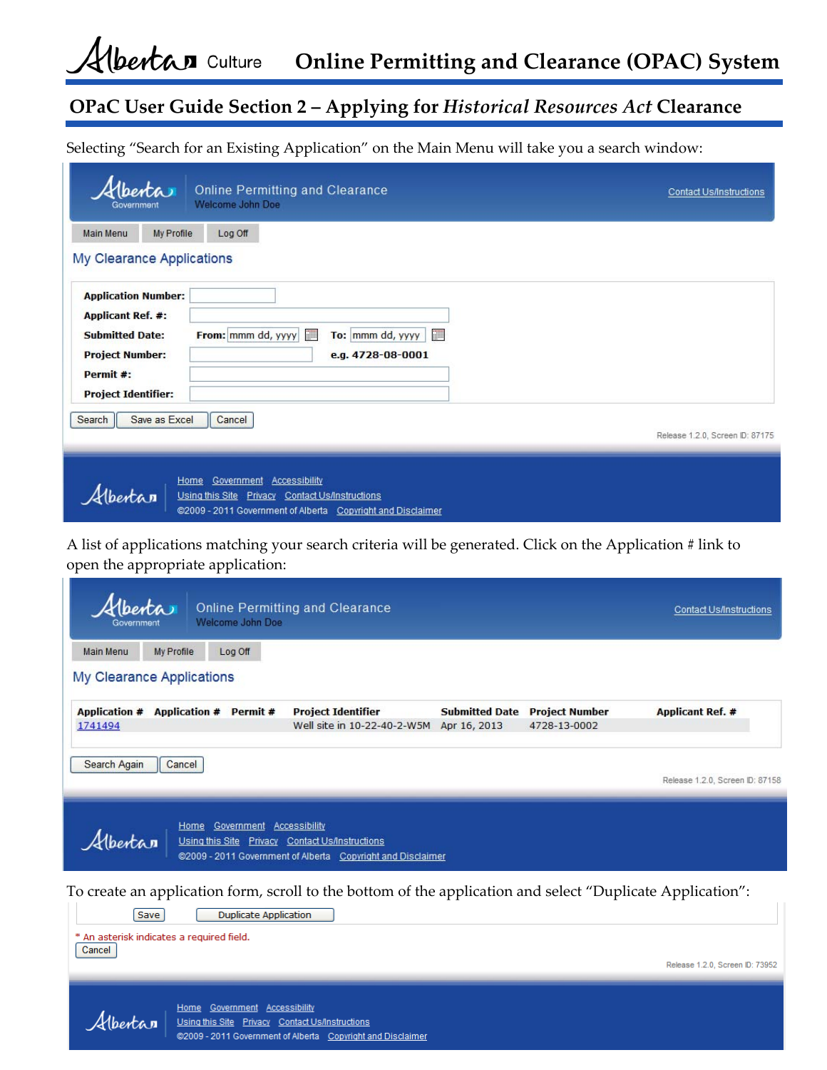Selecting "Search for an Existing Application" on the Main Menu will take you a search window:

Online Permitting and Clearance
Welcome John Doe

Contact Us/Instructions

Main Menu | My Profile | Log Off

## My Clearance Applications

**Application Number:**
**Applicant Ref. #:**
**Submitted Date:** **From:** mmm dd, yyyy **To:** mmm dd, yyyy
**Project Number:** **e.g. 4728-08-0001**
**Permit #:**
**Project Identifier:**

Search | Save as Excel | Cancel

Release 1.2.0, Screen ID: 87175

Home Government Accessibility
Using this Site Privacy Contact Us/Instructions
©2009 - 2011 Government of Alberta Copyright and Disclaimer

A list of applications matching your search criteria will be generated. Click on the Application # link to open the appropriate application:

Online Permitting and Clearance
Welcome John Doe

Contact Us/Instructions

Main Menu | My Profile | Log Off

## My Clearance Applications

| Application # | Application # | Permit # | Project Identifier | Submitted Date | Project Number | Applicant Ref. # |
|---|---|---|---|---|---|---|
| 1741494 | | | Well site in 10-22-40-2-W5M | Apr 16, 2013 | 4728-13-0002 | |

Search Again | Cancel

Release 1.2.0, Screen ID: 87158

Home Government Accessibility
Using this Site Privacy Contact Us/Instructions
©2009 - 2011 Government of Alberta Copyright and Disclaimer

To create an application form, scroll to the bottom of the application and select "Duplicate Application":

Save | Duplicate Application

* An asterisk indicates a required field.

Cancel

Release 1.2.0, Screen ID: 73952

Home Government Accessibility
Using this Site Privacy Contact Us/Instructions
©2009 - 2011 Government of Alberta Copyright and Disclaimer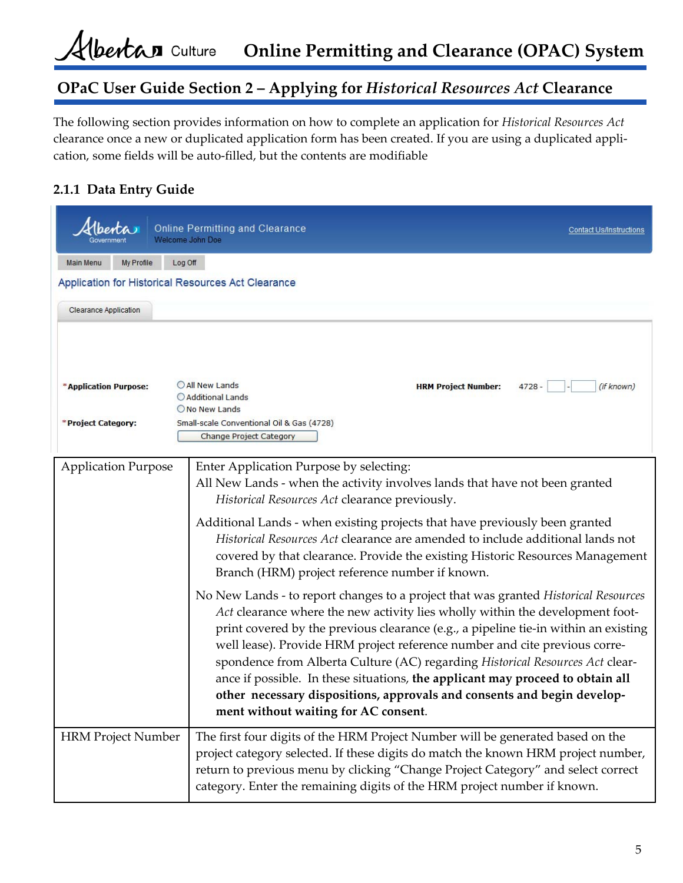## OPaC User Guide Section 2 – Applying for *Historical Resources Act* Clearance

The following section provides information on how to complete an application for *Historical Resources Act* clearance once a new or duplicated application form has been created. If you are using a duplicated application, some fields will be auto-filled, but the contents are modifiable

### 2.1.1 Data Entry Guide

Online Permitting and Clearance
Welcome John Doe

Contact Us/Instructions

Main Menu | My Profile | Log Off

Application for Historical Resources Act Clearance

Clearance Application

*Application Purpose: ○ All New Lands ○ Additional Lands ○ No New Lands

HRM Project Number: 4728 - [ ] - [ ] (if known)

*Project Category: Small-scale Conventional Oil & Gas (4728)

Change Project Category

| Application Purpose | Enter Application Purpose by selecting:<br>All New Lands - when the activity involves lands that have not been granted *Historical Resources Act* clearance previously.<br><br>Additional Lands - when existing projects that have previously been granted *Historical Resources Act* clearance are amended to include additional lands not covered by that clearance. Provide the existing Historic Resources Management Branch (HRM) project reference number if known.<br><br>No New Lands - to report changes to a project that was granted *Historical Resources Act* clearance where the new activity lies wholly within the development footprint covered by the previous clearance (e.g., a pipeline tie-in within an existing well lease). Provide HRM project reference number and cite previous correspondence from Alberta Culture (AC) regarding *Historical Resources Act* clearance if possible. In these situations, **the applicant may proceed to obtain all other necessary dispositions, approvals and consents and begin development without waiting for AC consent**. |
|---|---|
| HRM Project Number | The first four digits of the HRM Project Number will be generated based on the project category selected. If these digits do match the known HRM project number, return to previous menu by clicking "Change Project Category" and select correct category. Enter the remaining digits of the HRM project number if known. |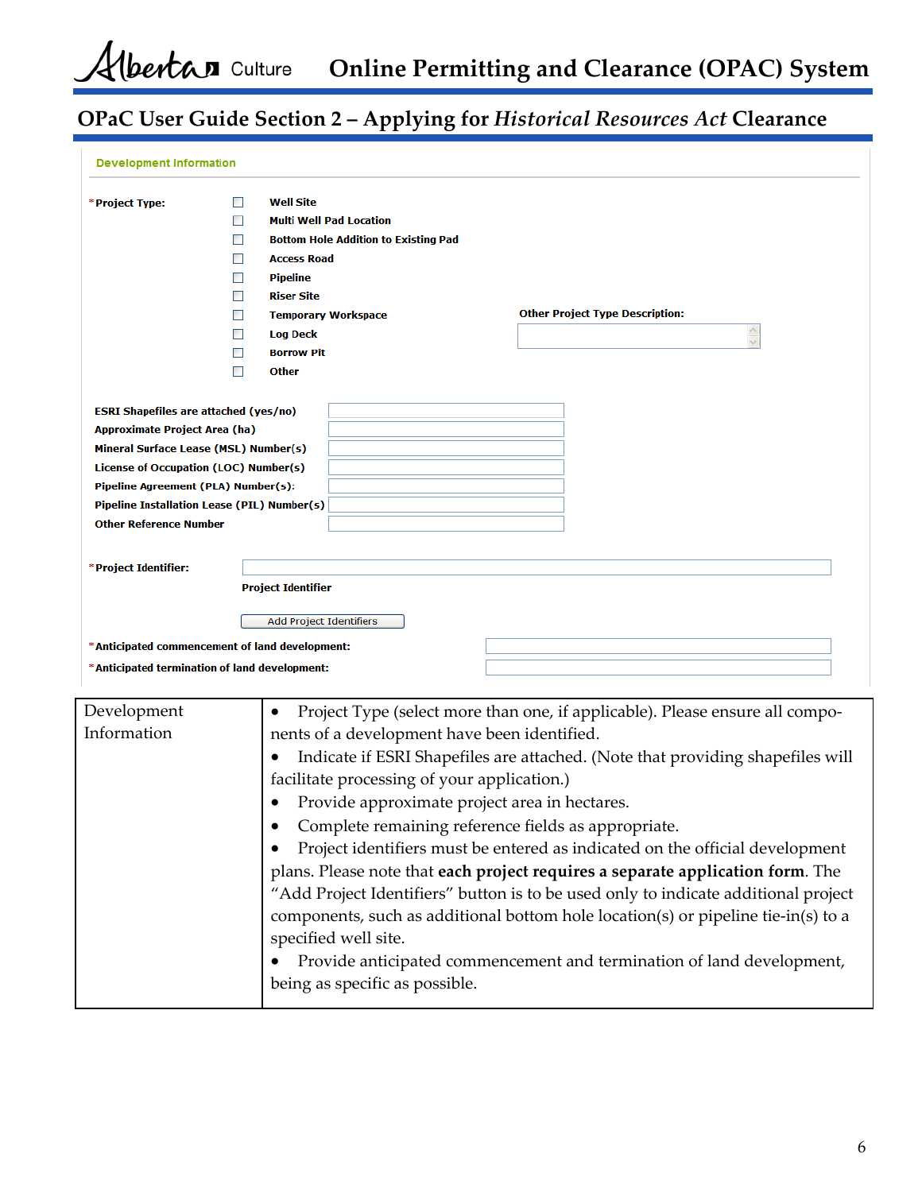**Development Information**

*Project Type:

- ☐ Well Site
- ☐ Multi Well Pad Location
- ☐ Bottom Hole Addition to Existing Pad
- ☐ Access Road
- ☐ Pipeline
- ☐ Riser Site
- ☐ Temporary Workspace
- ☐ Log Deck
- ☐ Borrow Pit
- ☐ Other

Other Project Type Description:

ESRI Shapefiles are attached (yes/no)

Approximate Project Area (ha)

Mineral Surface Lease (MSL) Number(s)

License of Occupation (LOC) Number(s)

Pipeline Agreement (PLA) Number(s):

Pipeline Installation Lease (PIL) Number(s)

Other Reference Number

*Project Identifier:

Project Identifier

[Add Project Identifiers]

*Anticipated commencement of land development:

*Anticipated termination of land development:

| Development Information | • Project Type (select more than one, if applicable). Please ensure all components of a development have been identified.<br>• Indicate if ESRI Shapefiles are attached. (Note that providing shapefiles will facilitate processing of your application.)<br>• Provide approximate project area in hectares.<br>• Complete remaining reference fields as appropriate.<br>• Project identifiers must be entered as indicated on the official development plans. Please note that **each project requires a separate application form**. The "Add Project Identifiers" button is to be used only to indicate additional project components, such as additional bottom hole location(s) or pipeline tie-in(s) to a specified well site.<br>• Provide anticipated commencement and termination of land development, being as specific as possible. |
|---|---|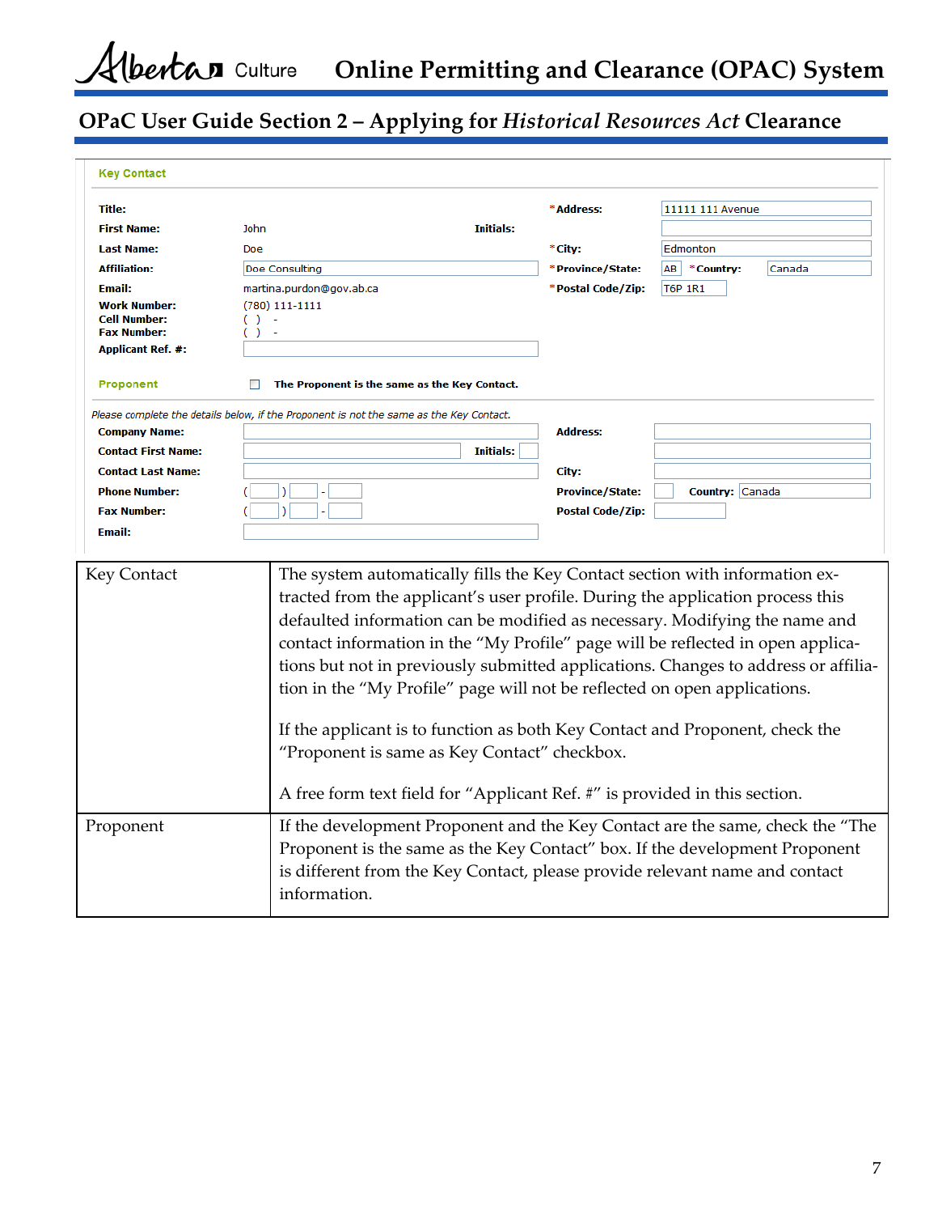**Key Contact**

| | | | |
|---|---|---|---|
| **Title:** | | ***Address:** | 11111 111 Avenue |
| **First Name:** | John **Initials:** | | |
| **Last Name:** | Doe | ***City:** | Edmonton |
| **Affiliation:** | Doe Consulting | ***Province/State:** | AB ***Country:** Canada |
| **Email:** | martina.purdon@gov.ab.ca | ***Postal Code/Zip:** | T6P 1R1 |
| **Work Number:** | (780) 111-1111 | | |
| **Cell Number:** | ( ) - | | |
| **Fax Number:** | ( ) - | | |
| **Applicant Ref. #:** | | | |

**Proponent** ☐ **The Proponent is the same as the Key Contact.**

*Please complete the details below, if the Proponent is not the same as the Key Contact.*

| | | | |
|---|---|---|---|
| **Company Name:** | | **Address:** | |
| **Contact First Name:** | **Initials:** | | |
| **Contact Last Name:** | | **City:** | |
| **Phone Number:** | ( ) - | **Province/State:** | **Country:** Canada |
| **Fax Number:** | ( ) - | **Postal Code/Zip:** | |
| **Email:** | | | |

| | |
|---|---|
| Key Contact | The system automatically fills the Key Contact section with information extracted from the applicant's user profile. During the application process this defaulted information can be modified as necessary. Modifying the name and contact information in the "My Profile" page will be reflected in open applications but not in previously submitted applications. Changes to address or affiliation in the "My Profile" page will not be reflected on open applications.<br><br>If the applicant is to function as both Key Contact and Proponent, check the "Proponent is same as Key Contact" checkbox.<br><br>A free form text field for "Applicant Ref. #" is provided in this section. |
| Proponent | If the development Proponent and the Key Contact are the same, check the "The Proponent is the same as the Key Contact" box. If the development Proponent is different from the Key Contact, please provide relevant name and contact information. |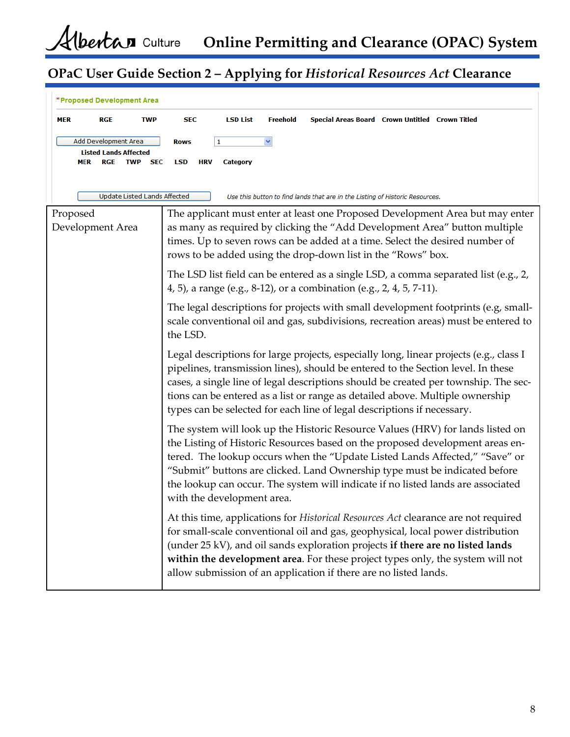\*Proposed Development Area

MER RGE TWP SEC LSD List Freehold Special Areas Board Crown Untitled Crown Titled

Add Development Area Rows 1

Listed Lands Affected

MER RGE TWP SEC LSD HRV Category

Update Listed Lands Affected *Use this button to find lands that are in the Listing of Historic Resources.*

| | |
|---|---|
| Proposed Development Area | The applicant must enter at least one Proposed Development Area but may enter as many as required by clicking the "Add Development Area" button multiple times. Up to seven rows can be added at a time. Select the desired number of rows to be added using the drop-down list in the "Rows" box.<br><br>The LSD list field can be entered as a single LSD, a comma separated list (e.g., 2, 4, 5), a range (e.g., 8-12), or a combination (e.g., 2, 4, 5, 7-11).<br><br>The legal descriptions for projects with small development footprints (e.g, small-scale conventional oil and gas, subdivisions, recreation areas) must be entered to the LSD.<br><br>Legal descriptions for large projects, especially long, linear projects (e.g., class I pipelines, transmission lines), should be entered to the Section level. In these cases, a single line of legal descriptions should be created per township. The sections can be entered as a list or range as detailed above. Multiple ownership types can be selected for each line of legal descriptions if necessary.<br><br>The system will look up the Historic Resource Values (HRV) for lands listed on the Listing of Historic Resources based on the proposed development areas entered. The lookup occurs when the "Update Listed Lands Affected," "Save" or "Submit" buttons are clicked. Land Ownership type must be indicated before the lookup can occur. The system will indicate if no listed lands are associated with the development area.<br><br>At this time, applications for *Historical Resources Act* clearance are not required for small-scale conventional oil and gas, geophysical, local power distribution (under 25 kV), and oil sands exploration projects **if there are no listed lands within the development area**. For these project types only, the system will not allow submission of an application if there are no listed lands. |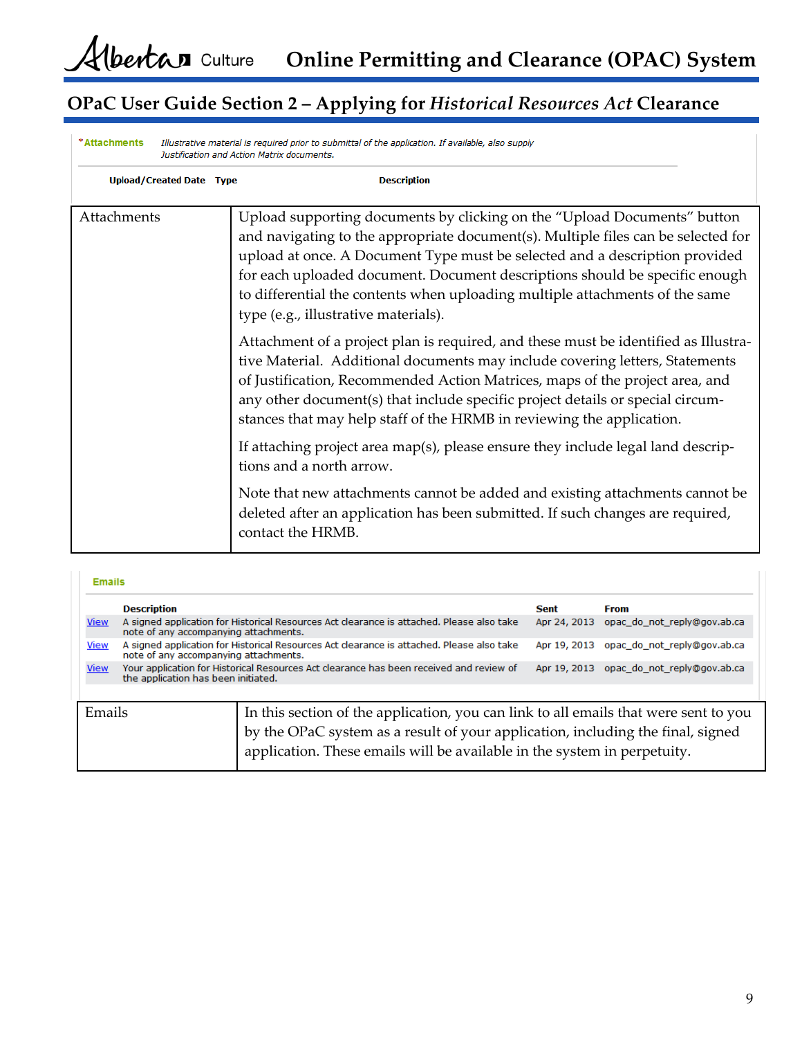## OPaC User Guide Section 2 – Applying for *Historical Resources Act* Clearance

*Attachments *Illustrative material is required prior to submittal of the application. If available, also supply Justification and Action Matrix documents.*

| Upload/Created Date | Type | Description |
|---|---|---|

| | |
|---|---|
| Attachments | Upload supporting documents by clicking on the “Upload Documents” button and navigating to the appropriate document(s). Multiple files can be selected for upload at once. A Document Type must be selected and a description provided for each uploaded document. Document descriptions should be specific enough to differential the contents when uploading multiple attachments of the same type (e.g., illustrative materials).<br><br>Attachment of a project plan is required, and these must be identified as Illustrative Material.  Additional documents may include covering letters, Statements of Justification, Recommended Action Matrices, maps of the project area, and any other document(s) that include specific project details or special circumstances that may help staff of the HRMB in reviewing the application.<br><br>If attaching project area map(s), please ensure they include legal land descriptions and a north arrow.<br><br>Note that new attachments cannot be added and existing attachments cannot be deleted after an application has been submitted. If such changes are required, contact the HRMB. |

**Emails**

| | Description | Sent | From |
|---|---|---|---|
| View | A signed application for Historical Resources Act clearance is attached. Please also take note of any accompanying attachments. | Apr 24, 2013 | opac_do_not_reply@gov.ab.ca |
| View | A signed application for Historical Resources Act clearance is attached. Please also take note of any accompanying attachments. | Apr 19, 2013 | opac_do_not_reply@gov.ab.ca |
| View | Your application for Historical Resources Act clearance has been received and review of the application has been initiated. | Apr 19, 2013 | opac_do_not_reply@gov.ab.ca |

| | |
|---|---|
| Emails | In this section of the application, you can link to all emails that were sent to you by the OPaC system as a result of your application, including the final, signed application. These emails will be available in the system in perpetuity. |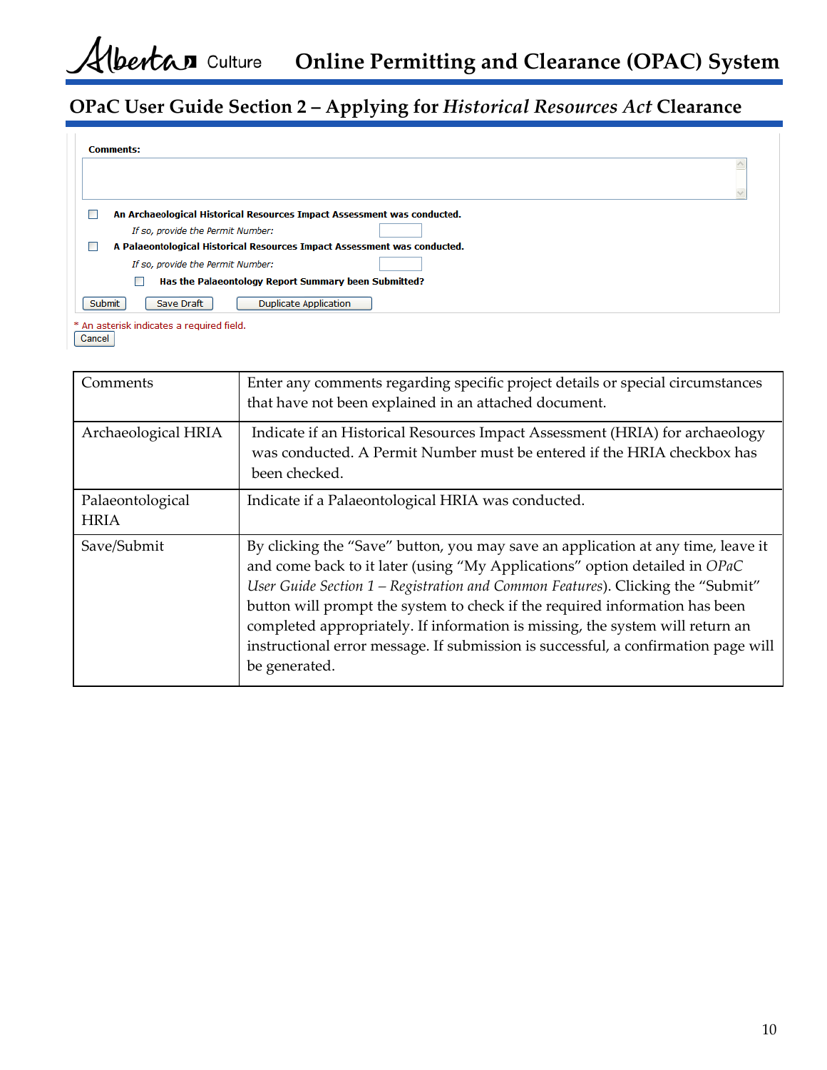Comments:

- [ ] An Archaeological Historical Resources Impact Assessment was conducted.

  *If so, provide the Permit Number:*

- [ ] A Palaeontological Historical Resources Impact Assessment was conducted.

  *If so, provide the Permit Number:*

  - [ ] Has the Palaeontology Report Summary been Submitted?

Submit | Save Draft | Duplicate Application

* An asterisk indicates a required field.

Cancel

| | |
|---|---|
| Comments | Enter any comments regarding specific project details or special circumstances that have not been explained in an attached document. |
| Archaeological HRIA | Indicate if an Historical Resources Impact Assessment (HRIA) for archaeology was conducted. A Permit Number must be entered if the HRIA checkbox has been checked. |
| Palaeontological HRIA | Indicate if a Palaeontological HRIA was conducted. |
| Save/Submit | By clicking the "Save" button, you may save an application at any time, leave it and come back to it later (using "My Applications" option detailed in *OPaC User Guide Section 1 – Registration and Common Features*). Clicking the "Submit" button will prompt the system to check if the required information has been completed appropriately. If information is missing, the system will return an instructional error message. If submission is successful, a confirmation page will be generated. |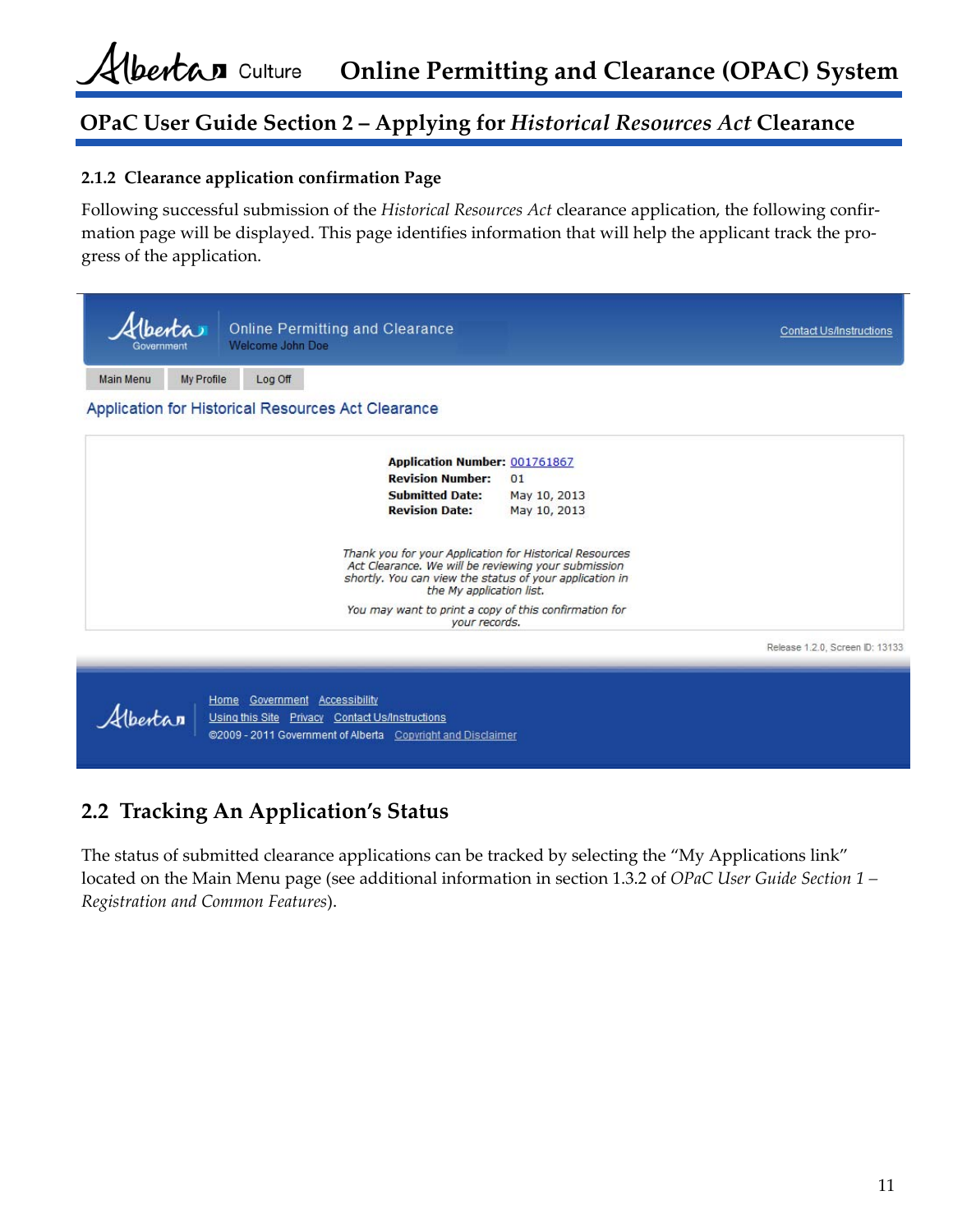## 2.1.2 Clearance application confirmation Page

Following successful submission of the *Historical Resources Act* clearance application, the following confirmation page will be displayed. This page identifies information that will help the applicant track the progress of the application.

Online Permitting and Clearance
Welcome John Doe

Contact Us/Instructions

Main Menu | My Profile | Log Off

Application for Historical Resources Act Clearance

**Application Number:** 001761867
**Revision Number:** 01
**Submitted Date:** May 10, 2013
**Revision Date:** May 10, 2013

*Thank you for your Application for Historical Resources Act Clearance. We will be reviewing your submission shortly. You can view the status of your application in the My application list.*

*You may want to print a copy of this confirmation for your records.*

Release 1.2.0, Screen ID: 13133

Home Government Accessibility
Using this Site Privacy Contact Us/Instructions
©2009 - 2011 Government of Alberta Copyright and Disclaimer

## 2.2 Tracking An Application's Status

The status of submitted clearance applications can be tracked by selecting the "My Applications link" located on the Main Menu page (see additional information in section 1.3.2 of *OPaC User Guide Section 1 – Registration and Common Features*).